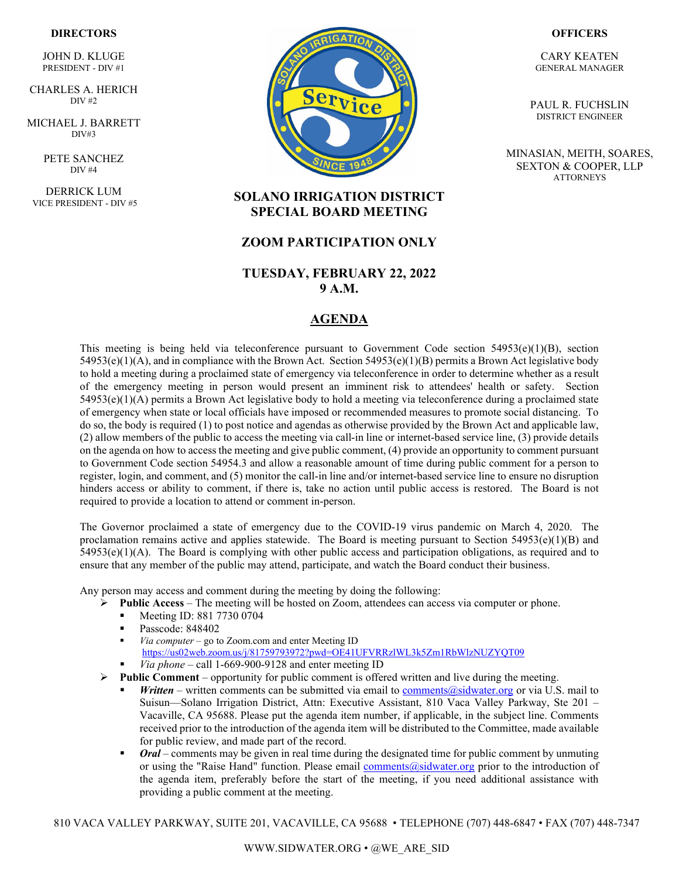**DIRECTORS**

JOHN D. KLUGE
PRESIDENT - DIV #1

CHARLES A. HERICH
DIV #2

MICHAEL J. BARRETT
DIV#3

PETE SANCHEZ
DIV #4

DERRICK LUM
VICE PRESIDENT - DIV #5

**OFFICERS**

CARY KEATEN
GENERAL MANAGER

PAUL R. FUCHSLIN
DISTRICT ENGINEER

MINASIAN, MEITH, SOARES, SEXTON & COOPER, LLP
ATTORNEYS

# SOLANO IRRIGATION DISTRICT SPECIAL BOARD MEETING

## ZOOM PARTICIPATION ONLY

## TUESDAY, FEBRUARY 22, 2022 9 A.M.

## AGENDA

This meeting is being held via teleconference pursuant to Government Code section 54953(e)(1)(B), section 54953(e)(1)(A), and in compliance with the Brown Act. Section 54953(e)(1)(B) permits a Brown Act legislative body to hold a meeting during a proclaimed state of emergency via teleconference in order to determine whether as a result of the emergency meeting in person would present an imminent risk to attendees' health or safety. Section 54953(e)(1)(A) permits a Brown Act legislative body to hold a meeting via teleconference during a proclaimed state of emergency when state or local officials have imposed or recommended measures to promote social distancing. To do so, the body is required (1) to post notice and agendas as otherwise provided by the Brown Act and applicable law, (2) allow members of the public to access the meeting via call-in line or internet-based service line, (3) provide details on the agenda on how to access the meeting and give public comment, (4) provide an opportunity to comment pursuant to Government Code section 54954.3 and allow a reasonable amount of time during public comment for a person to register, login, and comment, and (5) monitor the call-in line and/or internet-based service line to ensure no disruption hinders access or ability to comment, if there is, take no action until public access is restored. The Board is not required to provide a location to attend or comment in-person.

The Governor proclaimed a state of emergency due to the COVID-19 virus pandemic on March 4, 2020. The proclamation remains active and applies statewide. The Board is meeting pursuant to Section 54953(e)(1)(B) and 54953(e)(1)(A). The Board is complying with other public access and participation obligations, as required and to ensure that any member of the public may attend, participate, and watch the Board conduct their business.

Any person may access and comment during the meeting by doing the following:

- **Public Access** – The meeting will be hosted on Zoom, attendees can access via computer or phone.
  - Meeting ID: 881 7730 0704
  - Passcode: 848402
  - *Via computer* – go to Zoom.com and enter Meeting ID https://us02web.zoom.us/j/81759793972?pwd=OE41UFVRRzlWL3k5Zm1RbWlzNUZYQT09
  - *Via phone* – call 1-669-900-9128 and enter meeting ID
- **Public Comment** – opportunity for public comment is offered written and live during the meeting.
  - ***Written*** – written comments can be submitted via email to comments@sidwater.org or via U.S. mail to Suisun—Solano Irrigation District, Attn: Executive Assistant, 810 Vaca Valley Parkway, Ste 201 – Vacaville, CA 95688. Please put the agenda item number, if applicable, in the subject line. Comments received prior to the introduction of the agenda item will be distributed to the Committee, made available for public review, and made part of the record.
  - ***Oral*** – comments may be given in real time during the designated time for public comment by unmuting or using the "Raise Hand" function. Please email comments@sidwater.org prior to the introduction of the agenda item, preferably before the start of the meeting, if you need additional assistance with providing a public comment at the meeting.

810 VACA VALLEY PARKWAY, SUITE 201, VACAVILLE, CA 95688 • TELEPHONE (707) 448-6847 • FAX (707) 448-7347

WWW.SIDWATER.ORG • @WE_ARE_SID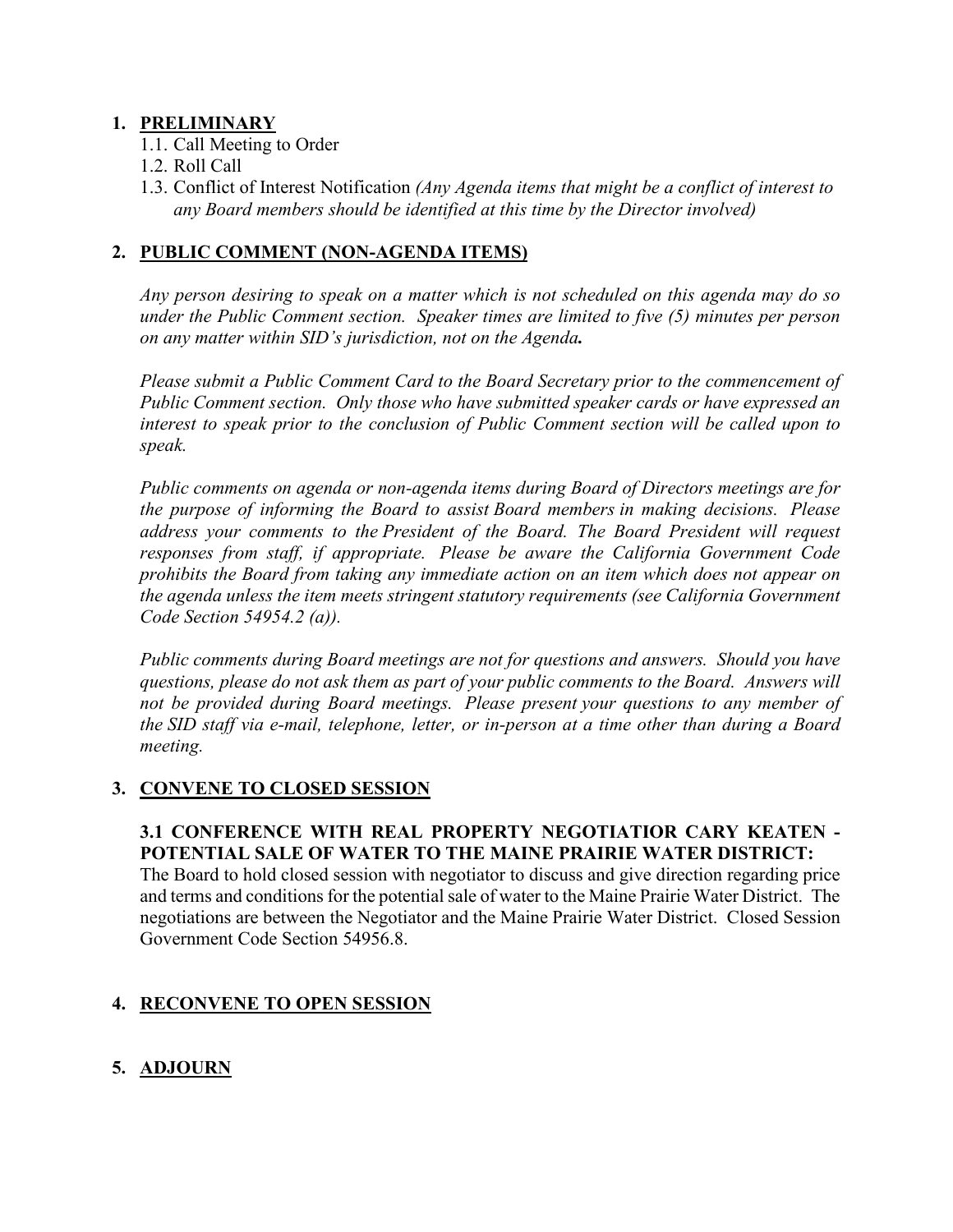1. **PRELIMINARY**
    1.1. Call Meeting to Order
    1.2. Roll Call
    1.3. Conflict of Interest Notification *(Any Agenda items that might be a conflict of interest to any Board members should be identified at this time by the Director involved)*

2. **PUBLIC COMMENT (NON-AGENDA ITEMS)**

    *Any person desiring to speak on a matter which is not scheduled on this agenda may do so under the Public Comment section. Speaker times are limited to five (5) minutes per person on any matter within SID's jurisdiction, not on the Agenda.*

    *Please submit a Public Comment Card to the Board Secretary prior to the commencement of Public Comment section. Only those who have submitted speaker cards or have expressed an interest to speak prior to the conclusion of Public Comment section will be called upon to speak.*

    *Public comments on agenda or non-agenda items during Board of Directors meetings are for the purpose of informing the Board to assist Board members in making decisions. Please address your comments to the President of the Board. The Board President will request responses from staff, if appropriate. Please be aware the California Government Code prohibits the Board from taking any immediate action on an item which does not appear on the agenda unless the item meets stringent statutory requirements (see California Government Code Section 54954.2 (a)).*

    *Public comments during Board meetings are not for questions and answers. Should you have questions, please do not ask them as part of your public comments to the Board. Answers will not be provided during Board meetings. Please present your questions to any member of the SID staff via e-mail, telephone, letter, or in-person at a time other than during a Board meeting.*

3. **CONVENE TO CLOSED SESSION**

    **3.1 CONFERENCE WITH REAL PROPERTY NEGOTIATIOR CARY KEATEN - POTENTIAL SALE OF WATER TO THE MAINE PRAIRIE WATER DISTRICT:**
    The Board to hold closed session with negotiator to discuss and give direction regarding price and terms and conditions for the potential sale of water to the Maine Prairie Water District. The negotiations are between the Negotiator and the Maine Prairie Water District. Closed Session Government Code Section 54956.8.

4. **RECONVENE TO OPEN SESSION**

5. **ADJOURN**